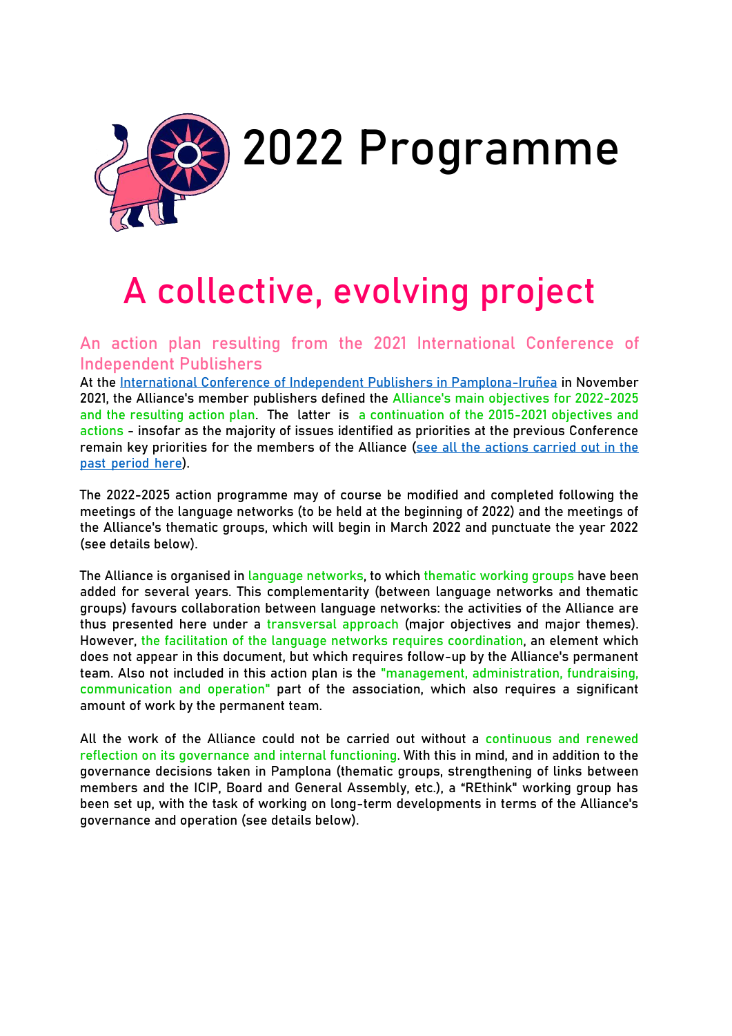# 2022 Programme

## A collective, evolving project

### An action plan resulting from the 2021 International Conference of Independent Publishers

At the International Conference of Independent Publishers in Pamplona-Iruñea in November 2021, the Alliance's member publishers defined the Alliance's main objectives for 2022-2025 and the resulting action plan. The latter is a continuation of the 2015-2021 objectives and actions - insofar as the majority of issues identified as priorities at the previous Conference remain key priorities for the members of the Alliance (see all the actions carried out in the past period here).

The 2022-2025 action programme may of course be modified and completed following the meetings of the language networks (to be held at the beginning of 2022) and the meetings of the Alliance's thematic groups, which will begin in March 2022 and punctuate the year 2022 (see details below).

The Alliance is organised in language networks, to which thematic working groups have been added for several years. This complementarity (between language networks and thematic groups) favours collaboration between language networks: the activities of the Alliance are thus presented here under a transversal approach (major objectives and major themes). However, the facilitation of the language networks requires coordination, an element which does not appear in this document, but which requires follow-up by the Alliance's permanent team. Also not included in this action plan is the "management, administration, fundraising, communication and operation" part of the association, which also requires a significant amount of work by the permanent team.

All the work of the Alliance could not be carried out without a continuous and renewed reflection on its governance and internal functioning. With this in mind, and in addition to the governance decisions taken in Pamplona (thematic groups, strengthening of links between members and the ICIP, Board and General Assembly, etc.), a "REthink" working group has been set up, with the task of working on long-term developments in terms of the Alliance's governance and operation (see details below).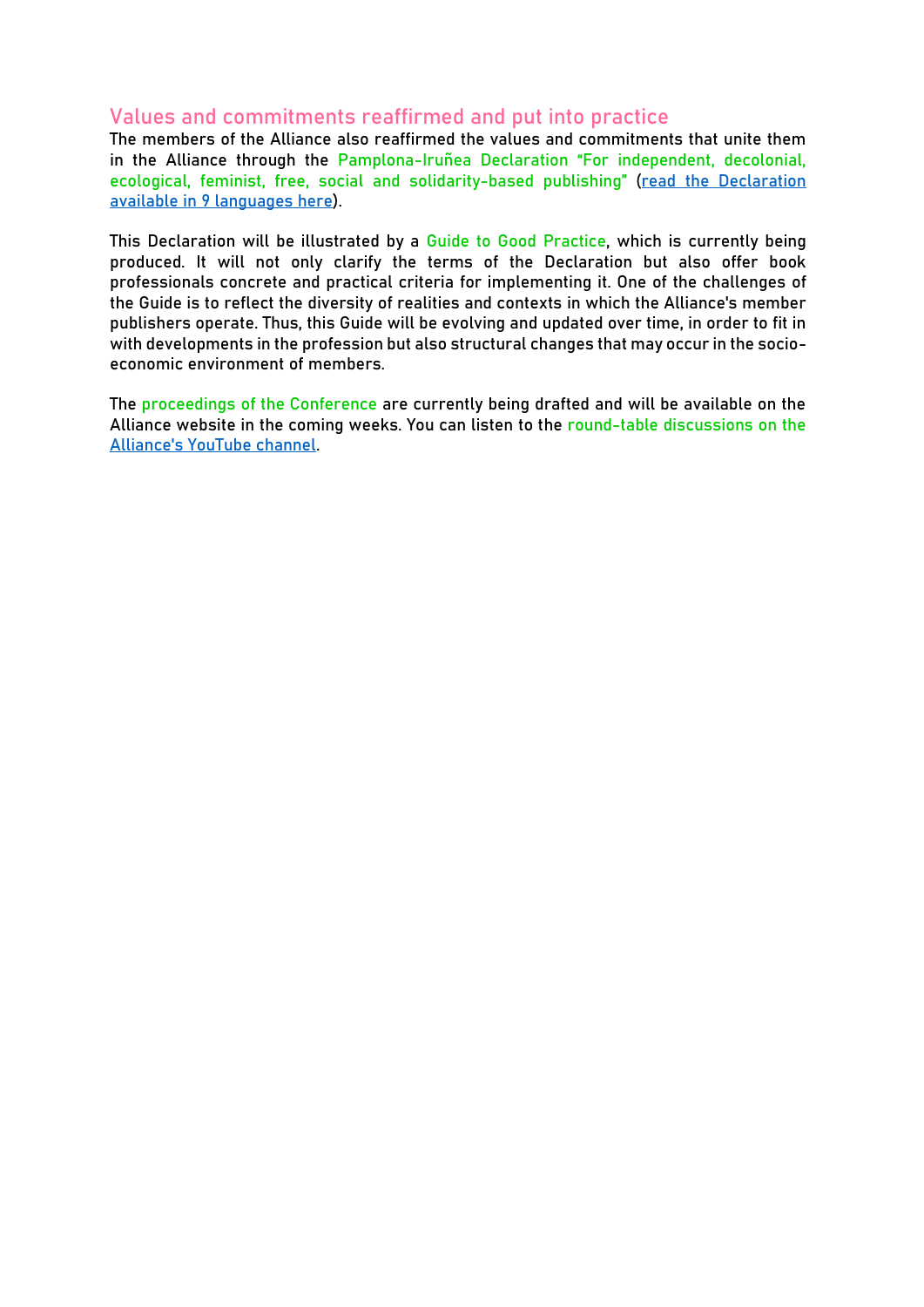## Values and commitments reaffirmed and put into practice

The members of the Alliance also reaffirmed the values and commitments that unite them in the Alliance through the Pamplona-Iruñea Declaration "For independent, decolonial, ecological, feminist, free, social and solidarity-based publishing" (read the Declaration available in 9 languages here).

This Declaration will be illustrated by a Guide to Good Practice, which is currently being produced. It will not only clarify the terms of the Declaration but also offer book professionals concrete and practical criteria for implementing it. One of the challenges of the Guide is to reflect the diversity of realities and contexts in which the Alliance's member publishers operate. Thus, this Guide will be evolving and updated over time, in order to fit in with developments in the profession but also structural changes that may occur in the socio-economic environment of members.

The proceedings of the Conference are currently being drafted and will be available on the Alliance website in the coming weeks. You can listen to the round-table discussions on the Alliance's YouTube channel.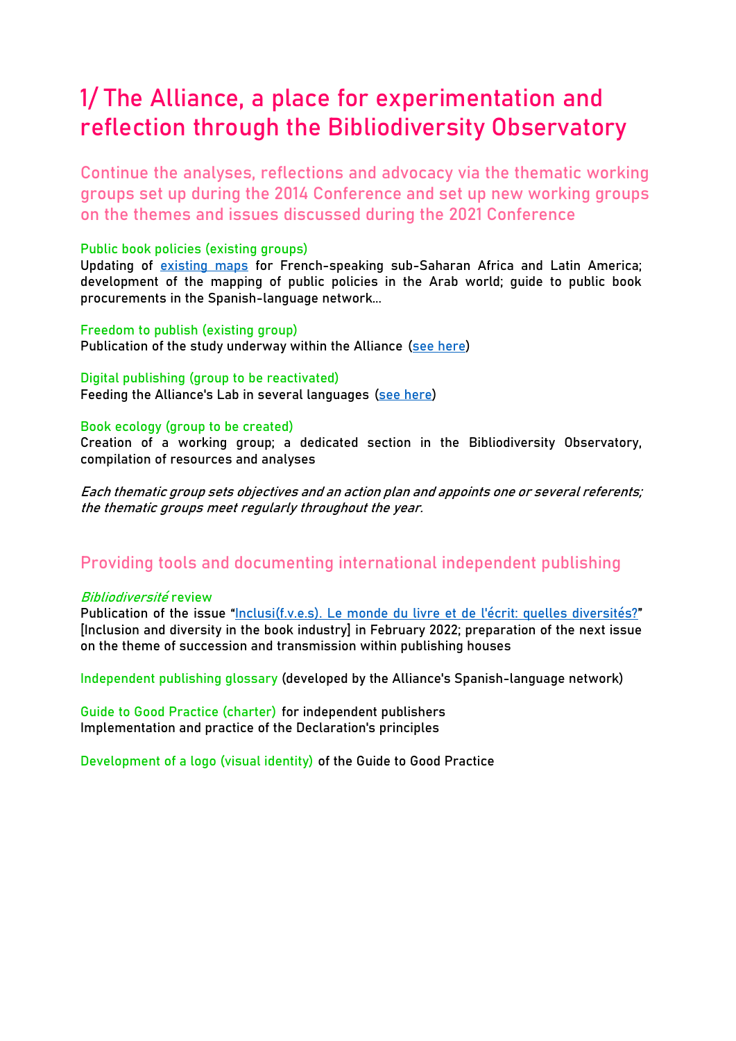# 1/ The Alliance, a place for experimentation and reflection through the Bibliodiversity Observatory

## Continue the analyses, reflections and advocacy via the thematic working groups set up during the 2014 Conference and set up new working groups on the themes and issues discussed during the 2021 Conference

**Public book policies (existing groups)**
Updating of existing maps for French-speaking sub-Saharan Africa and Latin America; development of the mapping of public policies in the Arab world; guide to public book procurements in the Spanish-language network…

**Freedom to publish (existing group)**
Publication of the study underway within the Alliance (see here)

**Digital publishing (group to be reactivated)**
Feeding the Alliance's Lab in several languages (see here)

**Book ecology (group to be created)**
Creation of a working group; a dedicated section in the Bibliodiversity Observatory, compilation of resources and analyses

*Each thematic group sets objectives and an action plan and appoints one or several referents; the thematic groups meet regularly throughout the year.*

## Providing tools and documenting international independent publishing

***Bibliodiversité* review**
Publication of the issue "Inclusi(f.v.e.s). Le monde du livre et de l'écrit: quelles diversités?" [Inclusion and diversity in the book industry] in February 2022; preparation of the next issue on the theme of succession and transmission within publishing houses

**Independent publishing glossary** (developed by the Alliance's Spanish-language network)

**Guide to Good Practice (charter)** for independent publishers
Implementation and practice of the Declaration's principles

**Development of a logo (visual identity)** of the Guide to Good Practice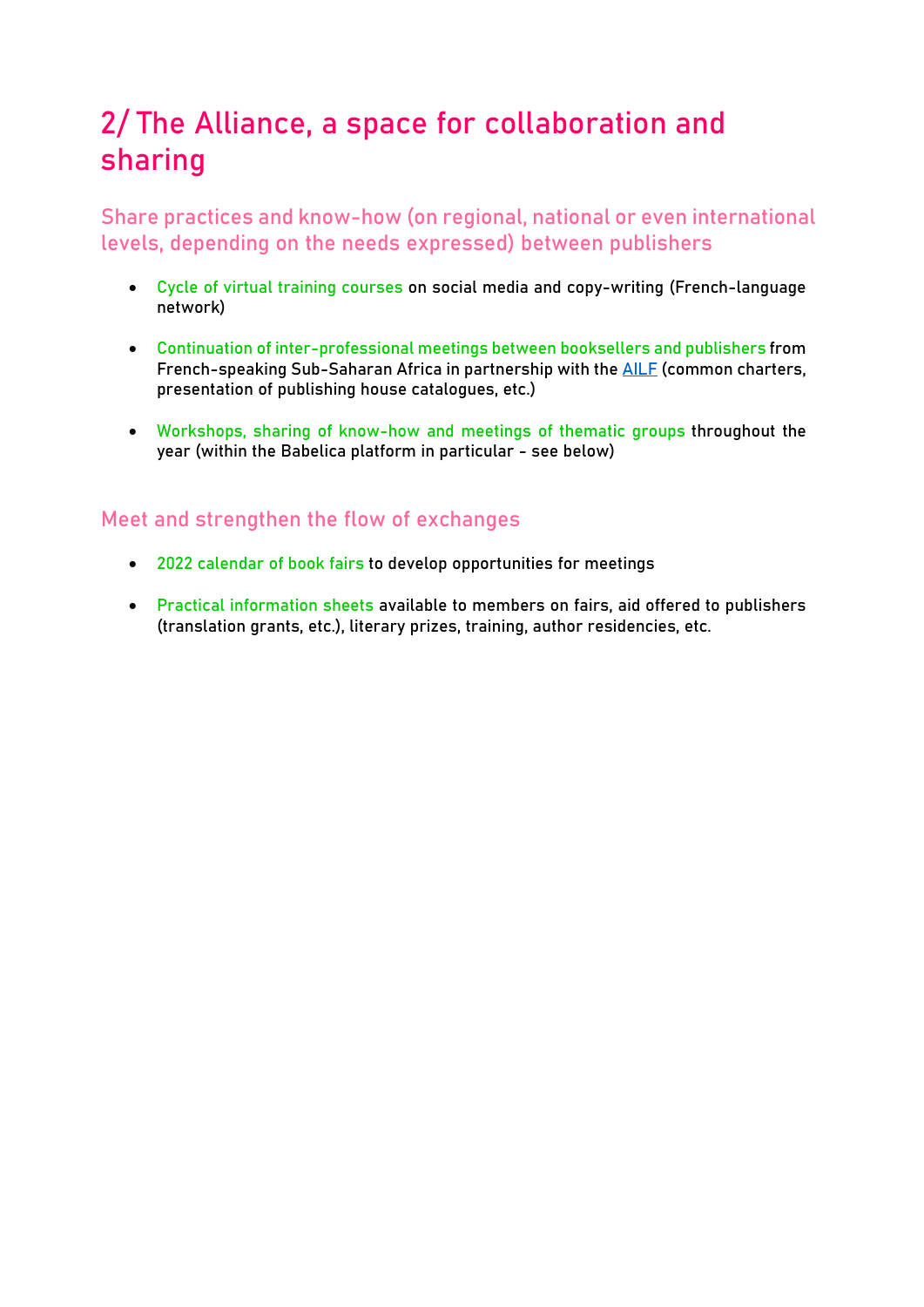# 2/ The Alliance, a space for collaboration and sharing

## Share practices and know-how (on regional, national or even international levels, depending on the needs expressed) between publishers

- Cycle of virtual training courses on social media and copy-writing (French-language network)
- Continuation of inter-professional meetings between booksellers and publishers from French-speaking Sub-Saharan Africa in partnership with the AILF (common charters, presentation of publishing house catalogues, etc.)
- Workshops, sharing of know-how and meetings of thematic groups throughout the year (within the Babelica platform in particular - see below)

## Meet and strengthen the flow of exchanges

- 2022 calendar of book fairs to develop opportunities for meetings
- Practical information sheets available to members on fairs, aid offered to publishers (translation grants, etc.), literary prizes, training, author residencies, etc.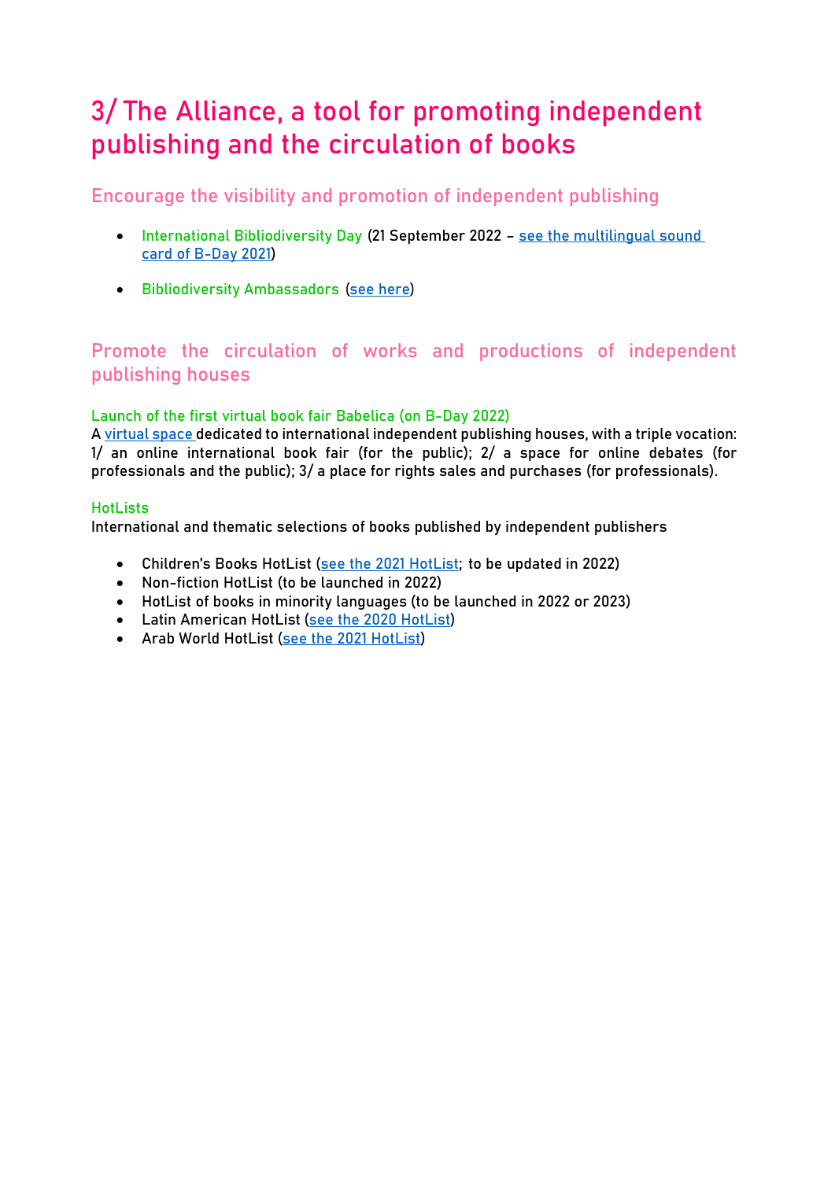# 3/ The Alliance, a tool for promoting independent publishing and the circulation of books

## Encourage the visibility and promotion of independent publishing

- International Bibliodiversity Day (21 September 2022 – see the multilingual sound card of B-Day 2021)
- Bibliodiversity Ambassadors (see here)

## Promote the circulation of works and productions of independent publishing houses

### Launch of the first virtual book fair Babelica (on B-Day 2022)

A virtual space dedicated to international independent publishing houses, with a triple vocation: 1/ an online international book fair (for the public); 2/ a space for online debates (for professionals and the public); 3/ a place for rights sales and purchases (for professionals).

### HotLists

International and thematic selections of books published by independent publishers

- Children's Books HotList (see the 2021 HotList; to be updated in 2022)
- Non-fiction HotList (to be launched in 2022)
- HotList of books in minority languages (to be launched in 2022 or 2023)
- Latin American HotList (see the 2020 HotList)
- Arab World HotList (see the 2021 HotList)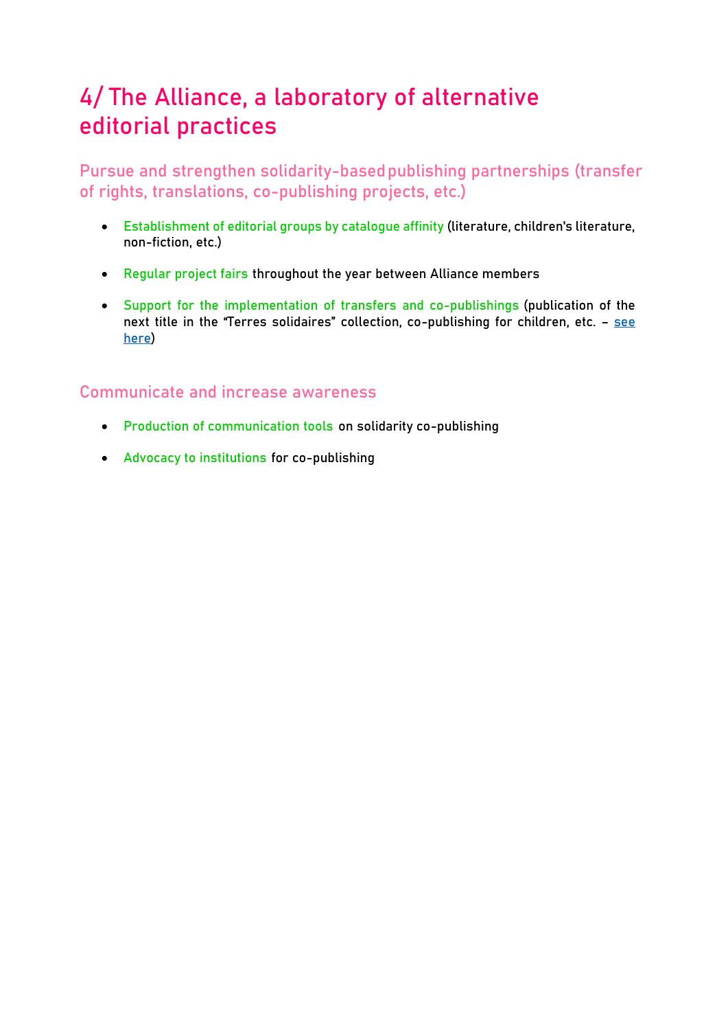# 4/ The Alliance, a laboratory of alternative editorial practices

## Pursue and strengthen solidarity-based publishing partnerships (transfer of rights, translations, co-publishing projects, etc.)

- Establishment of editorial groups by catalogue affinity (literature, children's literature, non-fiction, etc.)
- Regular project fairs throughout the year between Alliance members
- Support for the implementation of transfers and co-publishings (publication of the next title in the "Terres solidaires" collection, co-publishing for children, etc. – see here)

## Communicate and increase awareness

- Production of communication tools on solidarity co-publishing
- Advocacy to institutions for co-publishing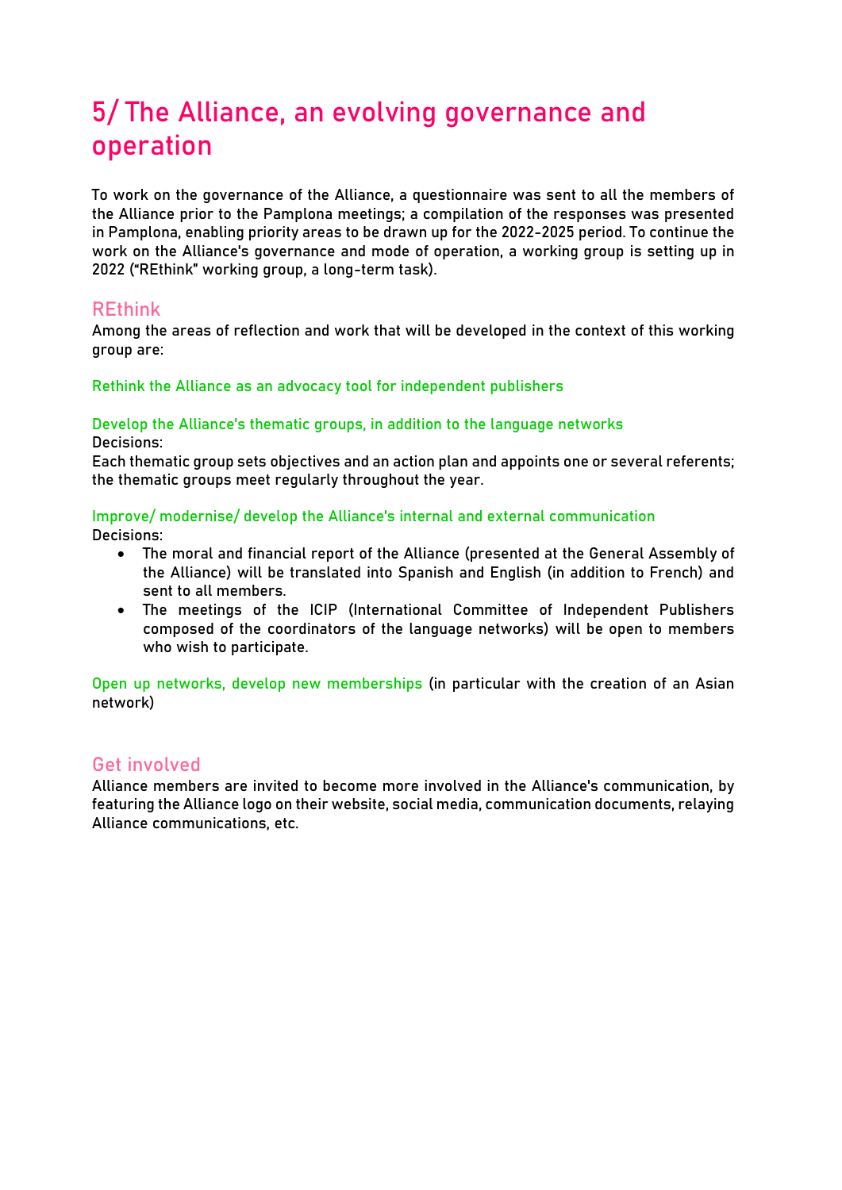# 5/ The Alliance, an evolving governance and operation

To work on the governance of the Alliance, a questionnaire was sent to all the members of the Alliance prior to the Pamplona meetings; a compilation of the responses was presented in Pamplona, enabling priority areas to be drawn up for the 2022-2025 period. To continue the work on the Alliance's governance and mode of operation, a working group is setting up in 2022 ("REthink" working group, a long-term task).

## REthink

Among the areas of reflection and work that will be developed in the context of this working group are:

### Rethink the Alliance as an advocacy tool for independent publishers

### Develop the Alliance's thematic groups, in addition to the language networks

Decisions:
Each thematic group sets objectives and an action plan and appoints one or several referents; the thematic groups meet regularly throughout the year.

### Improve/ modernise/ develop the Alliance's internal and external communication

Decisions:

- The moral and financial report of the Alliance (presented at the General Assembly of the Alliance) will be translated into Spanish and English (in addition to French) and sent to all members.
- The meetings of the ICIP (International Committee of Independent Publishers composed of the coordinators of the language networks) will be open to members who wish to participate.

**Open up networks, develop new memberships** (in particular with the creation of an Asian network)

## Get involved

Alliance members are invited to become more involved in the Alliance's communication, by featuring the Alliance logo on their website, social media, communication documents, relaying Alliance communications, etc.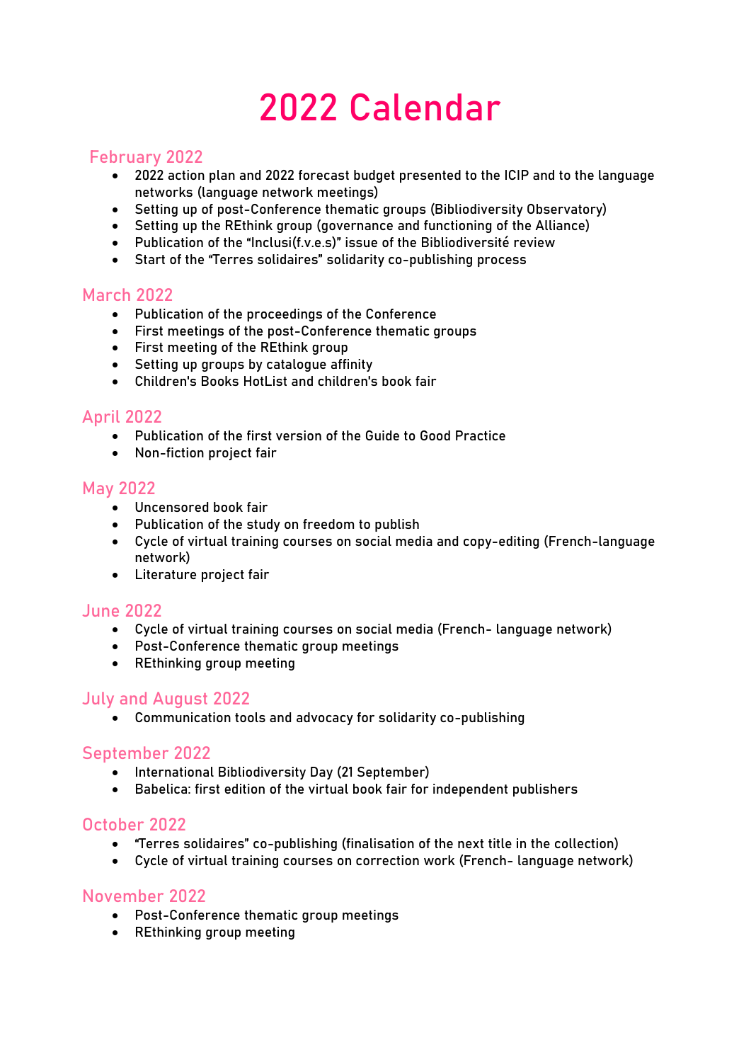# 2022 Calendar

## February 2022

- 2022 action plan and 2022 forecast budget presented to the ICIP and to the language networks (language network meetings)
- Setting up of post-Conference thematic groups (Bibliodiversity Observatory)
- Setting up the REthink group (governance and functioning of the Alliance)
- Publication of the "Inclusi(f.v.e.s)" issue of the Bibliodiversité review
- Start of the "Terres solidaires" solidarity co-publishing process

## March 2022

- Publication of the proceedings of the Conference
- First meetings of the post-Conference thematic groups
- First meeting of the REthink group
- Setting up groups by catalogue affinity
- Children's Books HotList and children's book fair

## April 2022

- Publication of the first version of the Guide to Good Practice
- Non-fiction project fair

## May 2022

- Uncensored book fair
- Publication of the study on freedom to publish
- Cycle of virtual training courses on social media and copy-editing (French-language network)
- Literature project fair

## June 2022

- Cycle of virtual training courses on social media (French- language network)
- Post-Conference thematic group meetings
- REthinking group meeting

## July and August 2022

- Communication tools and advocacy for solidarity co-publishing

## September 2022

- International Bibliodiversity Day (21 September)
- Babelica: first edition of the virtual book fair for independent publishers

## October 2022

- "Terres solidaires" co-publishing (finalisation of the next title in the collection)
- Cycle of virtual training courses on correction work (French- language network)

## November 2022

- Post-Conference thematic group meetings
- REthinking group meeting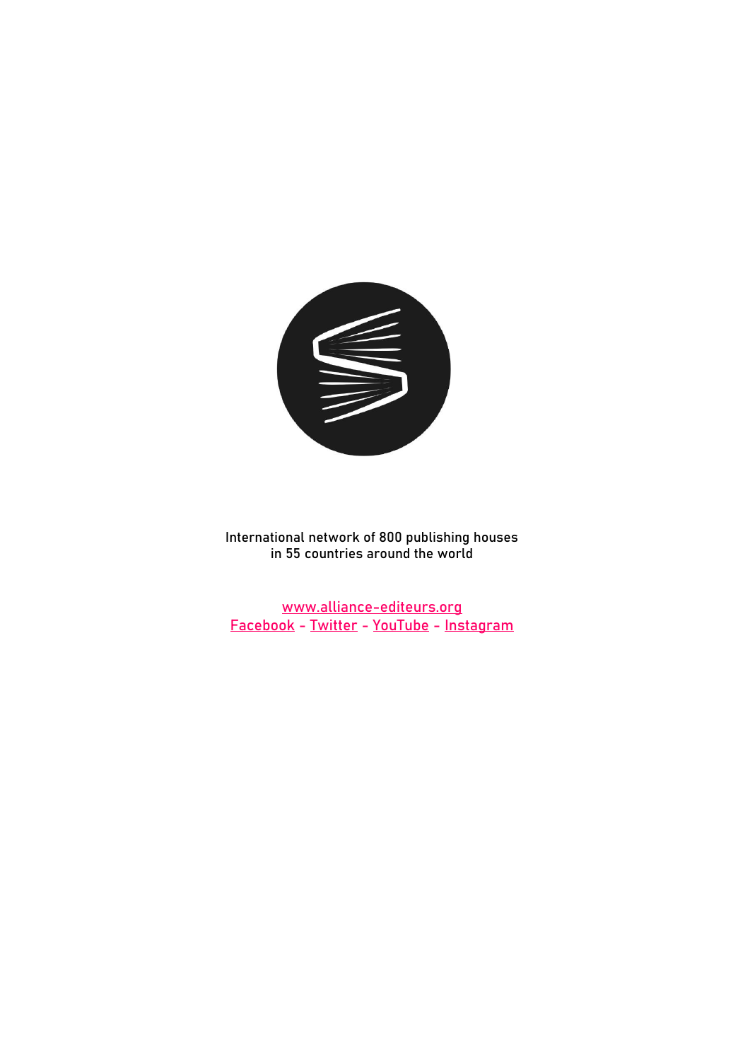International network of 800 publishing houses
in 55 countries around the world

www.alliance-editeurs.org
Facebook - Twitter - YouTube - Instagram